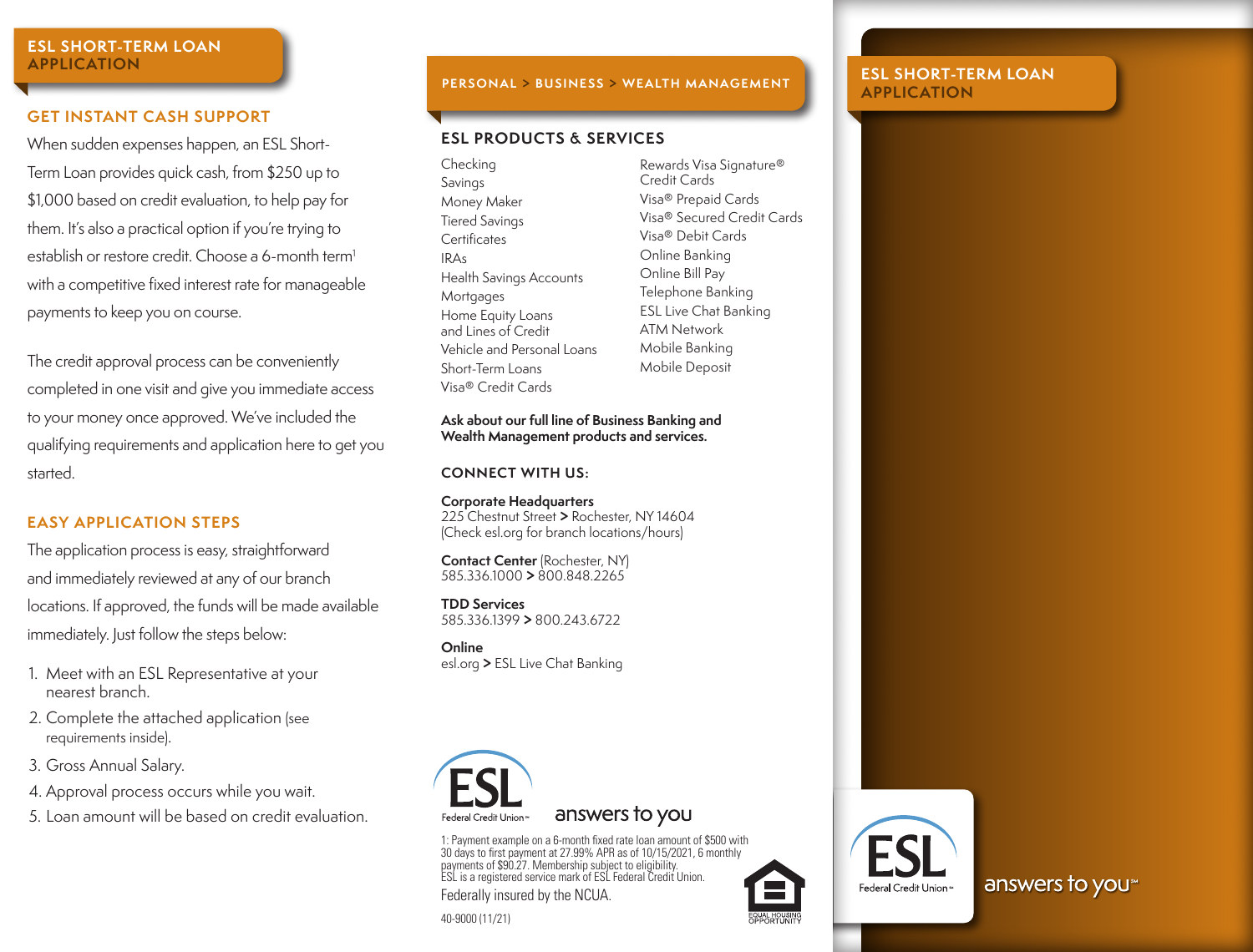# ESL SHORT-TERM LOAN APPLICATION

## GET INSTANT CASH SUPPORT

When sudden expenses happen, an ESL Short-Term Loan provides quick cash, from $250 up to $1,000 based on credit evaluation, to help pay for them. It's also a practical option if you're trying to establish or restore credit. Choose a 6-month term[1] with a competitive fixed interest rate for manageable payments to keep you on course.

The credit approval process can be conveniently completed in one visit and give you immediate access to your money once approved. We've included the qualifying requirements and application here to get you started.

## EASY APPLICATION STEPS

The application process is easy, straightforward and immediately reviewed at any of our branch locations. If approved, the funds will be made available immediately. Just follow the steps below:

1. Meet with an ESL Representative at your nearest branch.
2. Complete the attached application (see requirements inside).
3. Gross Annual Salary.
4. Approval process occurs while you wait.
5. Loan amount will be based on credit evaluation.

PERSONAL > BUSINESS > WEALTH MANAGEMENT

## ESL PRODUCTS & SERVICES

- Checking
- Savings
- Money Maker
- Tiered Savings
- Certificates
- IRAs
- Health Savings Accounts
- Mortgages
- Home Equity Loans and Lines of Credit
- Vehicle and Personal Loans
- Short-Term Loans
- Visa® Credit Cards
- Rewards Visa Signature® Credit Cards
- Visa® Prepaid Cards
- Visa® Secured Credit Cards
- Visa® Debit Cards
- Online Banking
- Online Bill Pay
- Telephone Banking
- ESL Live Chat Banking
- ATM Network
- Mobile Banking
- Mobile Deposit

**Ask about our full line of Business Banking and Wealth Management products and services.**

## CONNECT WITH US:

**Corporate Headquarters**
225 Chestnut Street > Rochester, NY 14604
(Check esl.org for branch locations/hours)

**Contact Center** (Rochester, NY)
585.336.1000 > 800.848.2265

**TDD Services**
585.336.1399 > 800.243.6722

**Online**
esl.org > ESL Live Chat Banking

ESL Federal Credit Union℠ answers to you

1: Payment example on a 6-month fixed rate loan amount of $500 with 30 days to first payment at 27.99% APR as of 10/15/2021, 6 monthly payments of $90.27. Membership subject to eligibility.
ESL is a registered service mark of ESL Federal Credit Union.

Federally insured by the NCUA.

EQUAL HOUSING OPPORTUNITY

40-9000 (11/21)

# ESL SHORT-TERM LOAN APPLICATION

ESL Federal Credit Union℠ answers to you℠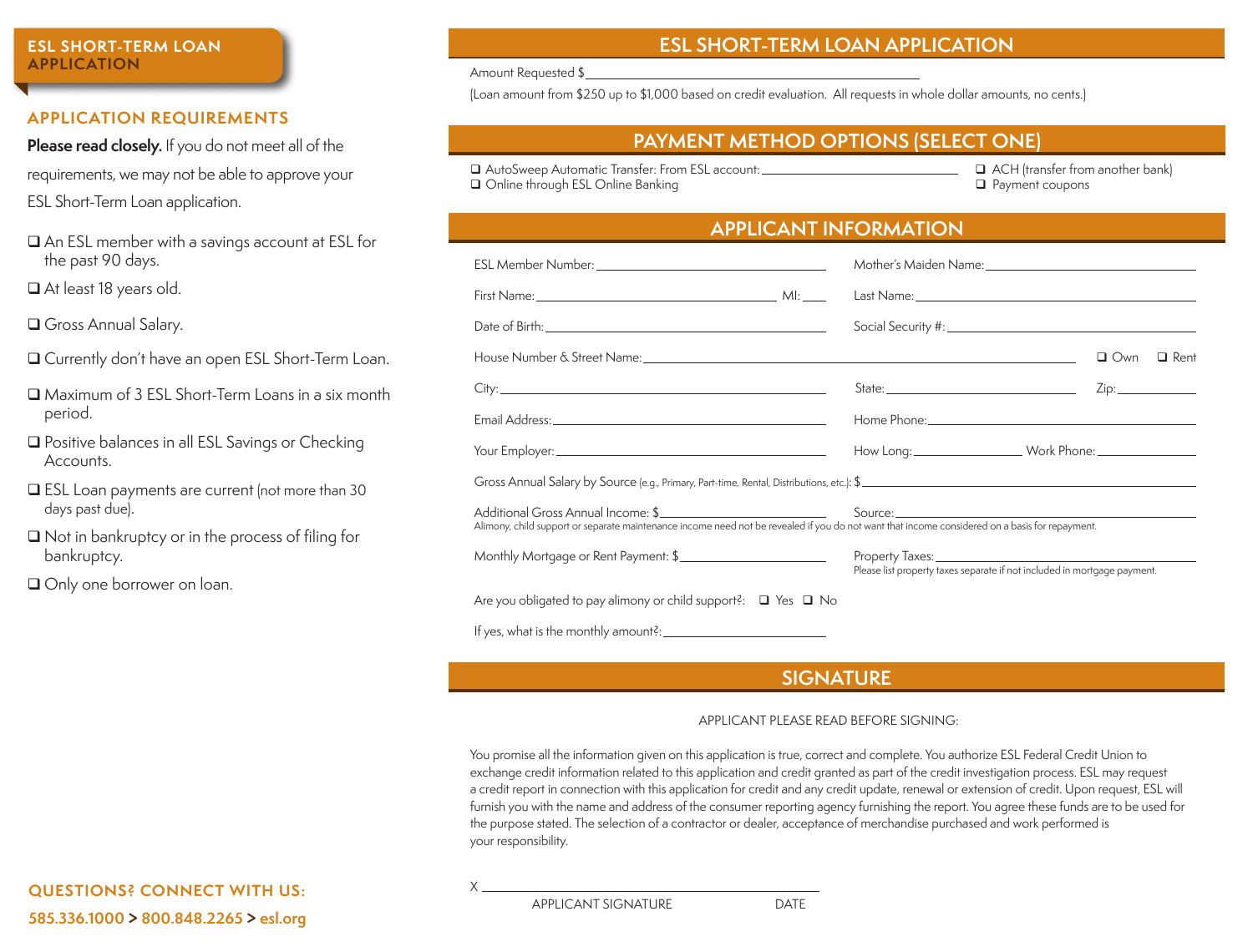# ESL SHORT-TERM LOAN APPLICATION

## APPLICATION REQUIREMENTS

**Please read closely.** If you do not meet all of the requirements, we may not be able to approve your ESL Short-Term Loan application.

- ❑ An ESL member with a savings account at ESL for the past 90 days.
- ❑ At least 18 years old.
- ❑ Gross Annual Salary.
- ❑ Currently don't have an open ESL Short-Term Loan.
- ❑ Maximum of 3 ESL Short-Term Loans in a six month period.
- ❑ Positive balances in all ESL Savings or Checking Accounts.
- ❑ ESL Loan payments are current (not more than 30 days past due).
- ❑ Not in bankruptcy or in the process of filing for bankruptcy.
- ❑ Only one borrower on loan.

**QUESTIONS? CONNECT WITH US:**

585.336.1000 > 800.848.2265 > esl.org

## ESL SHORT-TERM LOAN APPLICATION

Amount Requested $______________________________

(Loan amount from $250 up to $1,000 based on credit evaluation. All requests in whole dollar amounts, no cents.)

## PAYMENT METHOD OPTIONS (SELECT ONE)

- ❑ AutoSweep Automatic Transfer: From ESL account: ______________________
- ❑ Online through ESL Online Banking
- ❑ ACH (transfer from another bank)
- ❑ Payment coupons

## APPLICANT INFORMATION

ESL Member Number: ______________________ Mother's Maiden Name: ______________________

First Name: ______________________ MI: ____ Last Name: ______________________

Date of Birth: ______________________ Social Security #: ______________________

House Number & Street Name: ______________________ ❑ Own ❑ Rent

City: ______________________ State: ______________________ Zip: __________

Email Address: ______________________ Home Phone: ______________________

Your Employer: ______________________ How Long: __________ Work Phone: __________

Gross Annual Salary by Source (e.g., Primary, Part-time, Rental, Distributions, etc.): $______________________

Additional Gross Annual Income: $______________________ Source: ______________________

Alimony, child support or separate maintenance income need not be revealed if you do not want that income considered on a basis for repayment.

Monthly Mortgage or Rent Payment: $______________________ Property Taxes: ______________________

Please list property taxes separate if not included in mortgage payment.

Are you obligated to pay alimony or child support?: ❑ Yes ❑ No

If yes, what is the monthly amount?: ______________________

## SIGNATURE

APPLICANT PLEASE READ BEFORE SIGNING:

You promise all the information given on this application is true, correct and complete. You authorize ESL Federal Credit Union to exchange credit information related to this application and credit granted as part of the credit investigation process. ESL may request a credit report in connection with this application for credit and any credit update, renewal or extension of credit. Upon request, ESL will furnish you with the name and address of the consumer reporting agency furnishing the report. You agree these funds are to be used for the purpose stated. The selection of a contractor or dealer, acceptance of merchandise purchased and work performed is your responsibility.

X ______________________________________

APPLICANT SIGNATURE DATE